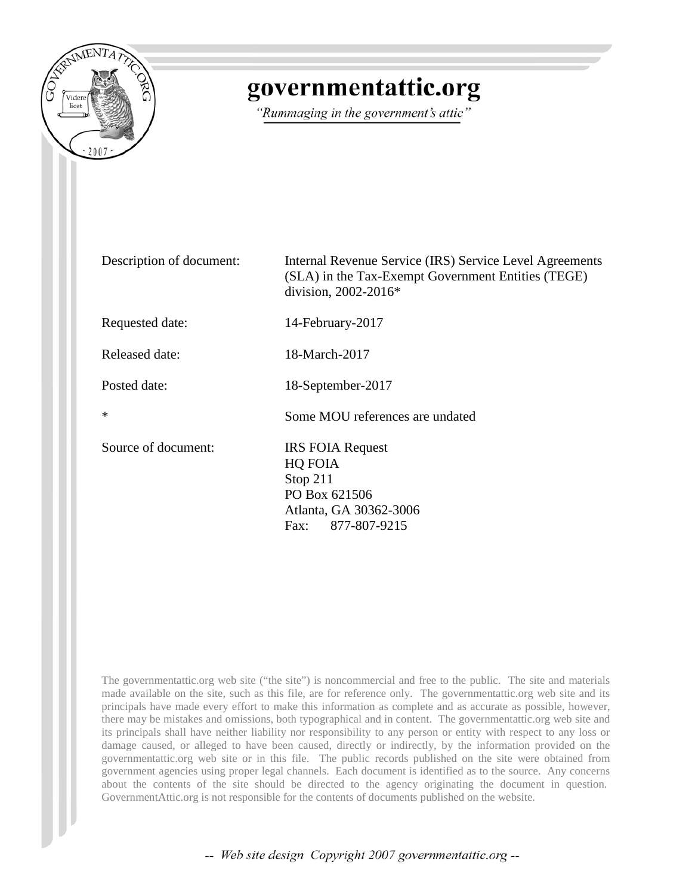# governmentattic.org

*"Rummaging in the government's attic"*

| | |
|---|---|
| Description of document: | Internal Revenue Service (IRS) Service Level Agreements (SLA) in the Tax-Exempt Government Entities (TEGE) division, 2002-2016* |
| Requested date: | 14-February-2017 |
| Released date: | 18-March-2017 |
| Posted date: | 18-September-2017 |
| * | Some MOU references are undated |
| Source of document: | IRS FOIA Request<br>HQ FOIA<br>Stop 211<br>PO Box 621506<br>Atlanta, GA 30362-3006<br>Fax: 877-807-9215 |

The governmentattic.org web site ("the site") is noncommercial and free to the public. The site and materials made available on the site, such as this file, are for reference only. The governmentattic.org web site and its principals have made every effort to make this information as complete and as accurate as possible, however, there may be mistakes and omissions, both typographical and in content. The governmentattic.org web site and its principals shall have neither liability nor responsibility to any person or entity with respect to any loss or damage caused, or alleged to have been caused, directly or indirectly, by the information provided on the governmentattic.org web site or in this file. The public records published on the site were obtained from government agencies using proper legal channels. Each document is identified as to the source. Any concerns about the contents of the site should be directed to the agency originating the document in question. GovernmentAttic.org is not responsible for the contents of documents published on the website.

-- Web site design Copyright 2007 governmentattic.org --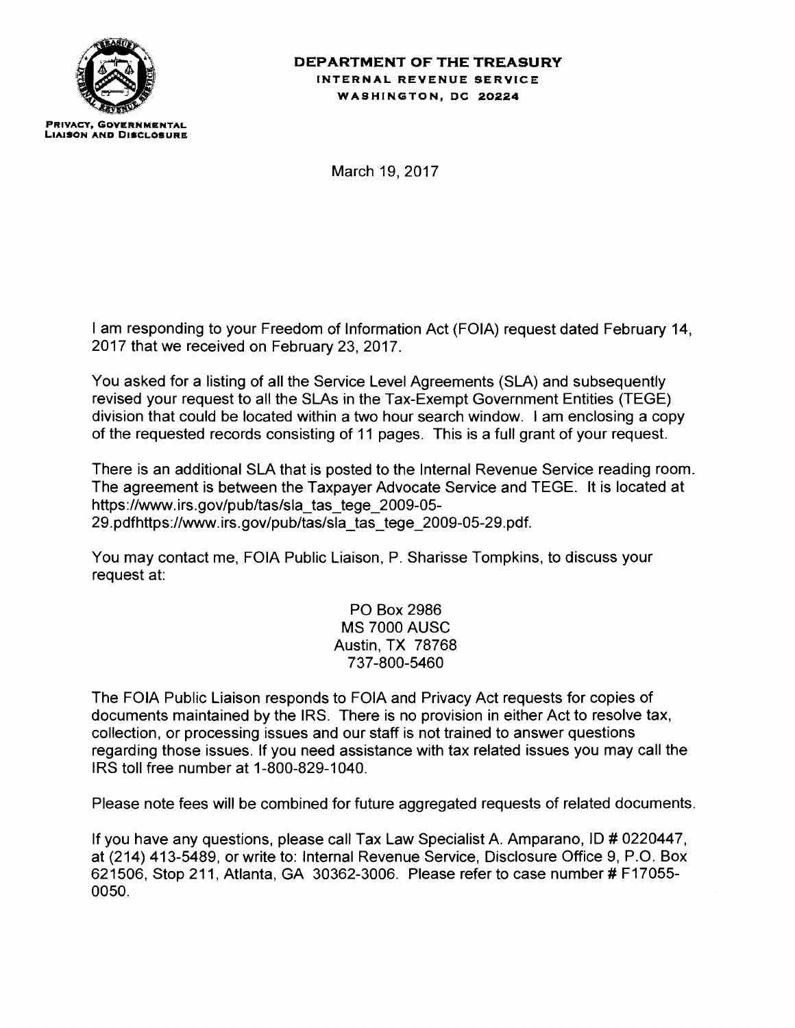**DEPARTMENT OF THE TREASURY**
**INTERNAL REVENUE SERVICE**
**WASHINGTON, DC 20224**

**PRIVACY, GOVERNMENTAL LIAISON AND DISCLOSURE**

March 19, 2017

I am responding to your Freedom of Information Act (FOIA) request dated February 14, 2017 that we received on February 23, 2017.

You asked for a listing of all the Service Level Agreements (SLA) and subsequently revised your request to all the SLAs in the Tax-Exempt Government Entities (TEGE) division that could be located within a two hour search window. I am enclosing a copy of the requested records consisting of 11 pages. This is a full grant of your request.

There is an additional SLA that is posted to the Internal Revenue Service reading room. The agreement is between the Taxpayer Advocate Service and TEGE. It is located at https://www.irs.gov/pub/tas/sla_tas_tege_2009-05-29.pdfhttps://www.irs.gov/pub/tas/sla_tas_tege_2009-05-29.pdf.

You may contact me, FOIA Public Liaison, P. Sharisse Tompkins, to discuss your request at:

PO Box 2986
MS 7000 AUSC
Austin, TX 78768
737-800-5460

The FOIA Public Liaison responds to FOIA and Privacy Act requests for copies of documents maintained by the IRS. There is no provision in either Act to resolve tax, collection, or processing issues and our staff is not trained to answer questions regarding those issues. If you need assistance with tax related issues you may call the IRS toll free number at 1-800-829-1040.

Please note fees will be combined for future aggregated requests of related documents.

If you have any questions, please call Tax Law Specialist A. Amparano, ID # 0220447, at (214) 413-5489, or write to: Internal Revenue Service, Disclosure Office 9, P.O. Box 621506, Stop 211, Atlanta, GA 30362-3006. Please refer to case number # F17055-0050.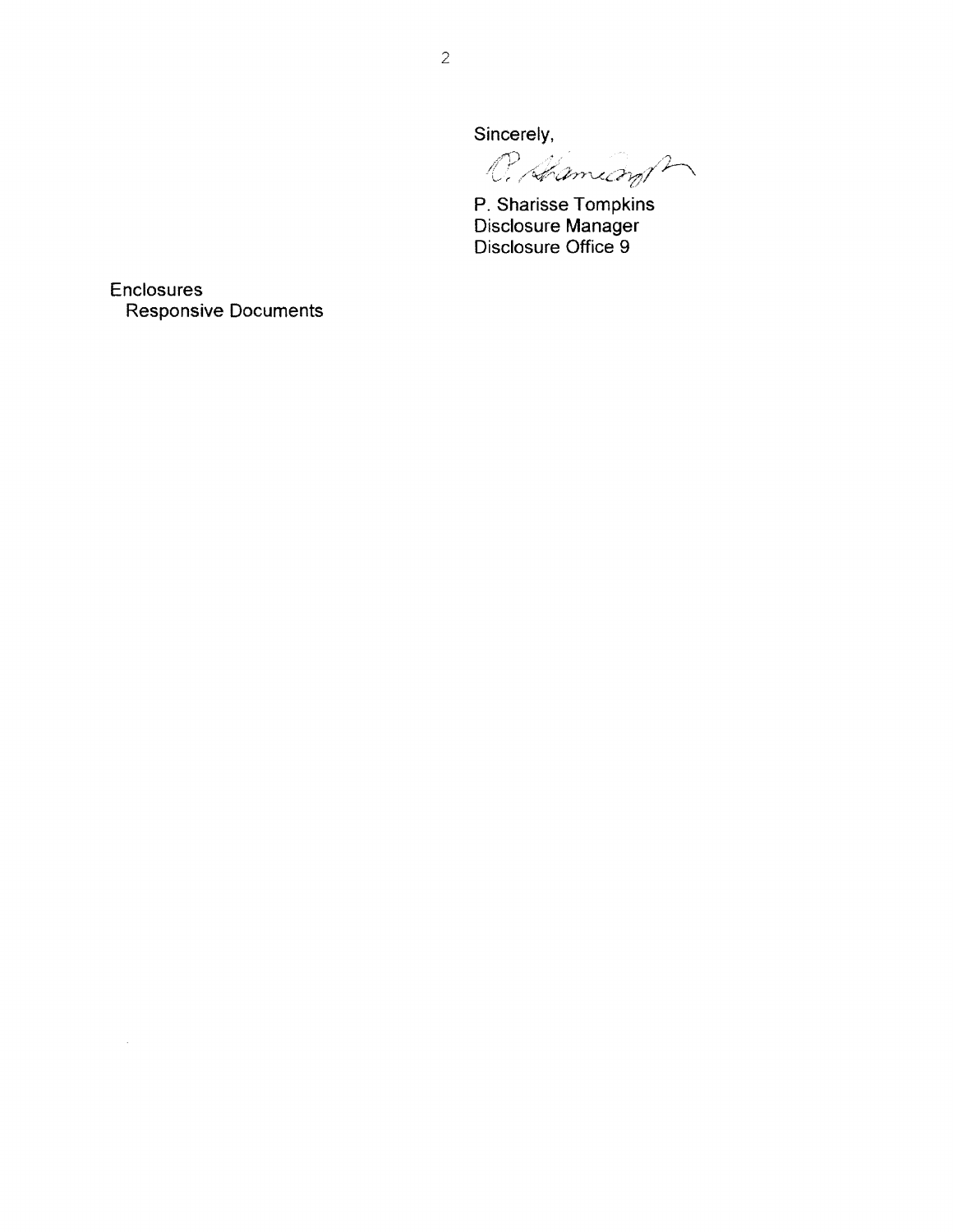Sincerely,

P. Sharisse Tompkins
Disclosure Manager
Disclosure Office 9

Enclosures
Responsive Documents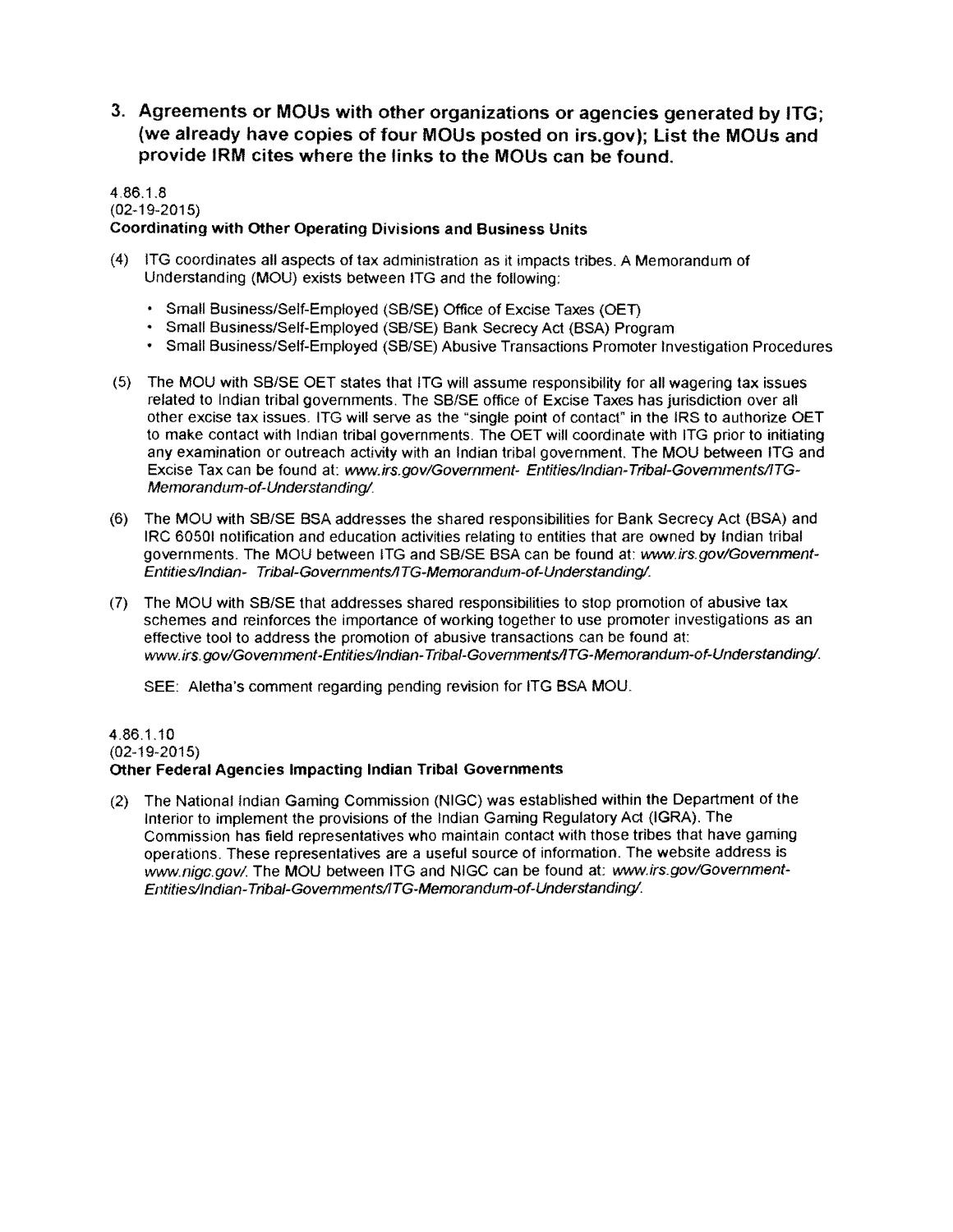## 3. Agreements or MOUs with other organizations or agencies generated by ITG; (we already have copies of four MOUs posted on irs.gov); List the MOUs and provide IRM cites where the links to the MOUs can be found.

4.86.1.8
(02-19-2015)
**Coordinating with Other Operating Divisions and Business Units**

(4) ITG coordinates all aspects of tax administration as it impacts tribes. A Memorandum of Understanding (MOU) exists between ITG and the following:

- Small Business/Self-Employed (SB/SE) Office of Excise Taxes (OET)
- Small Business/Self-Employed (SB/SE) Bank Secrecy Act (BSA) Program
- Small Business/Self-Employed (SB/SE) Abusive Transactions Promoter Investigation Procedures

(5) The MOU with SB/SE OET states that ITG will assume responsibility for all wagering tax issues related to Indian tribal governments. The SB/SE office of Excise Taxes has jurisdiction over all other excise tax issues. ITG will serve as the "single point of contact" in the IRS to authorize OET to make contact with Indian tribal governments. The OET will coordinate with ITG prior to initiating any examination or outreach activity with an Indian tribal government. The MOU between ITG and Excise Tax can be found at: *www.irs.gov/Government- Entities/Indian-Tribal-Governments/ITG-Memorandum-of-Understanding/.*

(6) The MOU with SB/SE BSA addresses the shared responsibilities for Bank Secrecy Act (BSA) and IRC 6050I notification and education activities relating to entities that are owned by Indian tribal governments. The MOU between ITG and SB/SE BSA can be found at: *www.irs.gov/Government-Entities/Indian- Tribal-Governments/ITG-Memorandum-of-Understanding/.*

(7) The MOU with SB/SE that addresses shared responsibilities to stop promotion of abusive tax schemes and reinforces the importance of working together to use promoter investigations as an effective tool to address the promotion of abusive transactions can be found at: *www.irs.gov/Government-Entities/Indian-Tribal-Governments/ITG-Memorandum-of-Understanding/.*

SEE: Aletha's comment regarding pending revision for ITG BSA MOU.

4.86.1.10
(02-19-2015)
**Other Federal Agencies Impacting Indian Tribal Governments**

(2) The National Indian Gaming Commission (NIGC) was established within the Department of the Interior to implement the provisions of the Indian Gaming Regulatory Act (IGRA). The Commission has field representatives who maintain contact with those tribes that have gaming operations. These representatives are a useful source of information. The website address is *www.nigc.gov/.* The MOU between ITG and NIGC can be found at: *www.irs.gov/Government-Entities/Indian-Tribal-Governments/ITG-Memorandum-of-Understanding/.*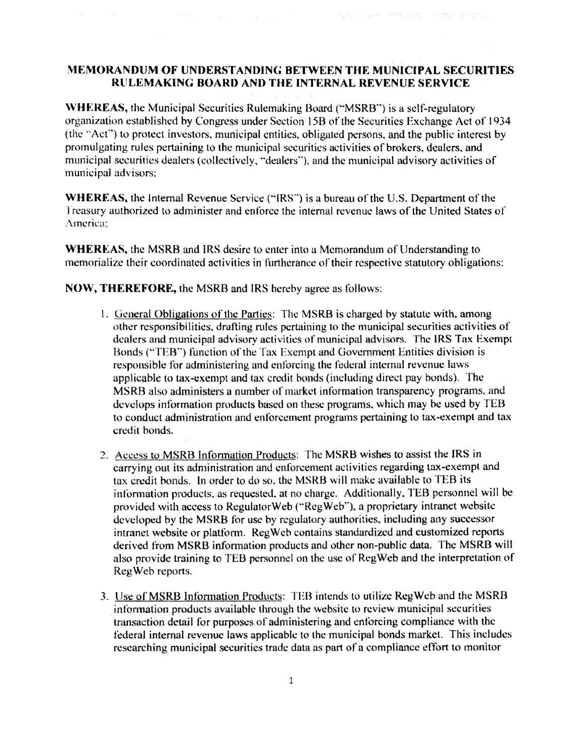**MEMORANDUM OF UNDERSTANDING BETWEEN THE MUNICIPAL SECURITIES RULEMAKING BOARD AND THE INTERNAL REVENUE SERVICE**

**WHEREAS,** the Municipal Securities Rulemaking Board ("MSRB") is a self-regulatory organization established by Congress under Section 15B of the Securities Exchange Act of 1934 (the "Act") to protect investors, municipal entities, obligated persons, and the public interest by promulgating rules pertaining to the municipal securities activities of brokers, dealers, and municipal securities dealers (collectively, "dealers"), and the municipal advisory activities of municipal advisors;

**WHEREAS,** the Internal Revenue Service ("IRS") is a bureau of the U.S. Department of the Treasury authorized to administer and enforce the internal revenue laws of the United States of America;

**WHEREAS,** the MSRB and IRS desire to enter into a Memorandum of Understanding to memorialize their coordinated activities in furtherance of their respective statutory obligations;

**NOW, THEREFORE,** the MSRB and IRS hereby agree as follows:

1. General Obligations of the Parties: The MSRB is charged by statute with, among other responsibilities, drafting rules pertaining to the municipal securities activities of dealers and municipal advisory activities of municipal advisors. The IRS Tax Exempt Bonds ("TEB") function of the Tax Exempt and Government Entities division is responsible for administering and enforcing the federal internal revenue laws applicable to tax-exempt and tax credit bonds (including direct pay bonds). The MSRB also administers a number of market information transparency programs, and develops information products based on these programs, which may be used by TEB to conduct administration and enforcement programs pertaining to tax-exempt and tax credit bonds.

2. Access to MSRB Information Products: The MSRB wishes to assist the IRS in carrying out its administration and enforcement activities regarding tax-exempt and tax credit bonds. In order to do so, the MSRB will make available to TEB its information products, as requested, at no charge. Additionally, TEB personnel will be provided with access to RegulatorWeb ("RegWeb"), a proprietary intranet website developed by the MSRB for use by regulatory authorities, including any successor intranet website or platform. RegWeb contains standardized and customized reports derived from MSRB information products and other non-public data. The MSRB will also provide training to TEB personnel on the use of RegWeb and the interpretation of RegWeb reports.

3. Use of MSRB Information Products: TEB intends to utilize RegWeb and the MSRB information products available through the website to review municipal securities transaction detail for purposes of administering and enforcing compliance with the federal internal revenue laws applicable to the municipal bonds market. This includes researching municipal securities trade data as part of a compliance effort to monitor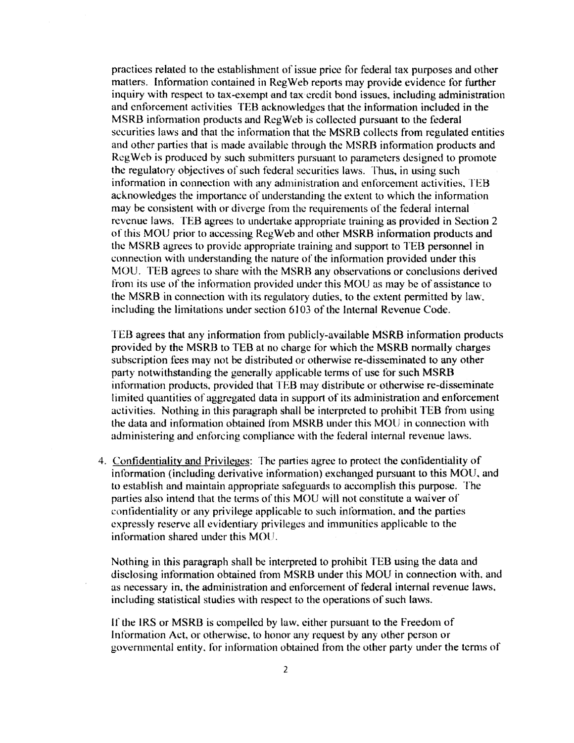practices related to the establishment of issue price for federal tax purposes and other matters. Information contained in RegWeb reports may provide evidence for further inquiry with respect to tax-exempt and tax credit bond issues, including administration and enforcement activities TEB acknowledges that the information included in the MSRB information products and RegWeb is collected pursuant to the federal securities laws and that the information that the MSRB collects from regulated entities and other parties that is made available through the MSRB information products and RegWeb is produced by such submitters pursuant to parameters designed to promote the regulatory objectives of such federal securities laws. Thus, in using such information in connection with any administration and enforcement activities, TEB acknowledges the importance of understanding the extent to which the information may be consistent with or diverge from the requirements of the federal internal revenue laws. TEB agrees to undertake appropriate training as provided in Section 2 of this MOU prior to accessing RegWeb and other MSRB information products and the MSRB agrees to provide appropriate training and support to TEB personnel in connection with understanding the nature of the information provided under this MOU. TEB agrees to share with the MSRB any observations or conclusions derived from its use of the information provided under this MOU as may be of assistance to the MSRB in connection with its regulatory duties, to the extent permitted by law, including the limitations under section 6103 of the Internal Revenue Code.

TEB agrees that any information from publicly-available MSRB information products provided by the MSRB to TEB at no charge for which the MSRB normally charges subscription fees may not be distributed or otherwise re-disseminated to any other party notwithstanding the generally applicable terms of use for such MSRB information products, provided that TEB may distribute or otherwise re-disseminate limited quantities of aggregated data in support of its administration and enforcement activities. Nothing in this paragraph shall be interpreted to prohibit TEB from using the data and information obtained from MSRB under this MOU in connection with administering and enforcing compliance with the federal internal revenue laws.

4. Confidentiality and Privileges: The parties agree to protect the confidentiality of information (including derivative information) exchanged pursuant to this MOU, and to establish and maintain appropriate safeguards to accomplish this purpose. The parties also intend that the terms of this MOU will not constitute a waiver of confidentiality or any privilege applicable to such information, and the parties expressly reserve all evidentiary privileges and immunities applicable to the information shared under this MOU.

   Nothing in this paragraph shall be interpreted to prohibit TEB using the data and disclosing information obtained from MSRB under this MOU in connection with, and as necessary in, the administration and enforcement of federal internal revenue laws, including statistical studies with respect to the operations of such laws.

   If the IRS or MSRB is compelled by law, either pursuant to the Freedom of Information Act, or otherwise, to honor any request by any other person or governmental entity, for information obtained from the other party under the terms of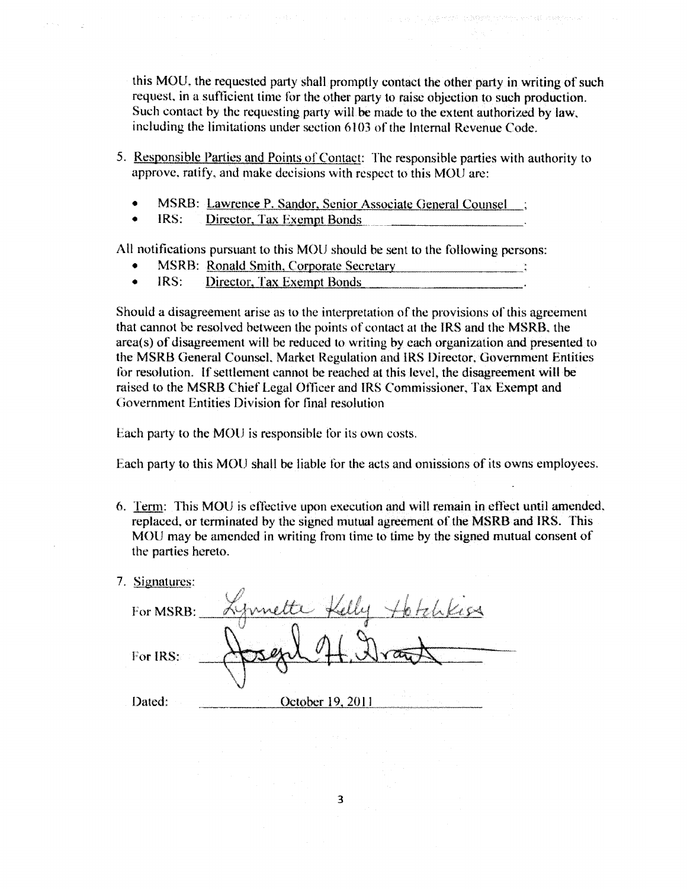this MOU, the requested party shall promptly contact the other party in writing of such request, in a sufficient time for the other party to raise objection to such production. Such contact by the requesting party will be made to the extent authorized by law, including the limitations under section 6103 of the Internal Revenue Code.

5. Responsible Parties and Points of Contact: The responsible parties with authority to approve, ratify, and make decisions with respect to this MOU are:

   - MSRB: Lawrence P. Sandor, Senior Associate General Counsel ;
   - IRS: Director, Tax Exempt Bonds .

All notifications pursuant to this MOU should be sent to the following persons:

- MSRB: Ronald Smith, Corporate Secretary ;
- IRS: Director, Tax Exempt Bonds .

Should a disagreement arise as to the interpretation of the provisions of this agreement that cannot be resolved between the points of contact at the IRS and the MSRB, the area(s) of disagreement will be reduced to writing by each organization and presented to the MSRB General Counsel, Market Regulation and IRS Director, Government Entities for resolution. If settlement cannot be reached at this level, the disagreement will be raised to the MSRB Chief Legal Officer and IRS Commissioner, Tax Exempt and Government Entities Division for final resolution

Each party to the MOU is responsible for its own costs.

Each party to this MOU shall be liable for the acts and omissions of its owns employees.

6. Term: This MOU is effective upon execution and will remain in effect until amended, replaced, or terminated by the signed mutual agreement of the MSRB and IRS. This MOU may be amended in writing from time to time by the signed mutual consent of the parties hereto.

7. Signatures:

   For MSRB: Lynnette Kelly Hotchkiss

   For IRS: Joseph H. Grant

   Dated: October 19, 2011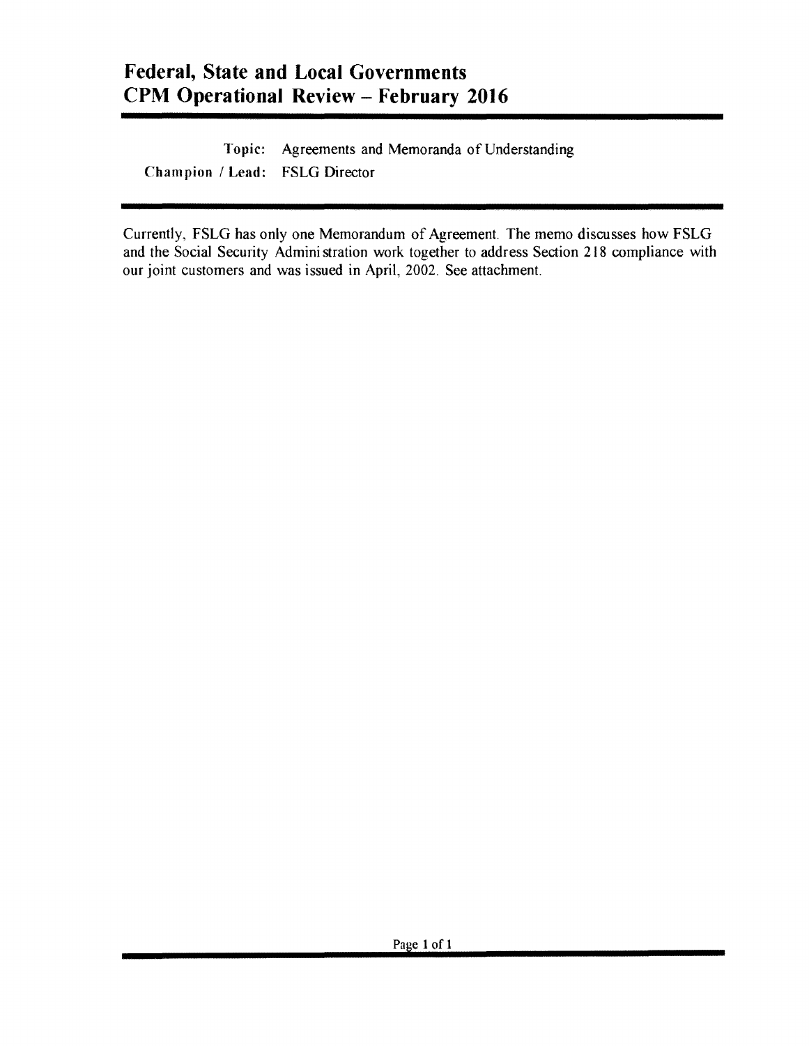# Federal, State and Local Governments
# CPM Operational Review – February 2016

**Topic:** Agreements and Memoranda of Understanding

**Champion / Lead:** FSLG Director

Currently, FSLG has only one Memorandum of Agreement. The memo discusses how FSLG and the Social Security Administration work together to address Section 218 compliance with our joint customers and was issued in April, 2002. See attachment.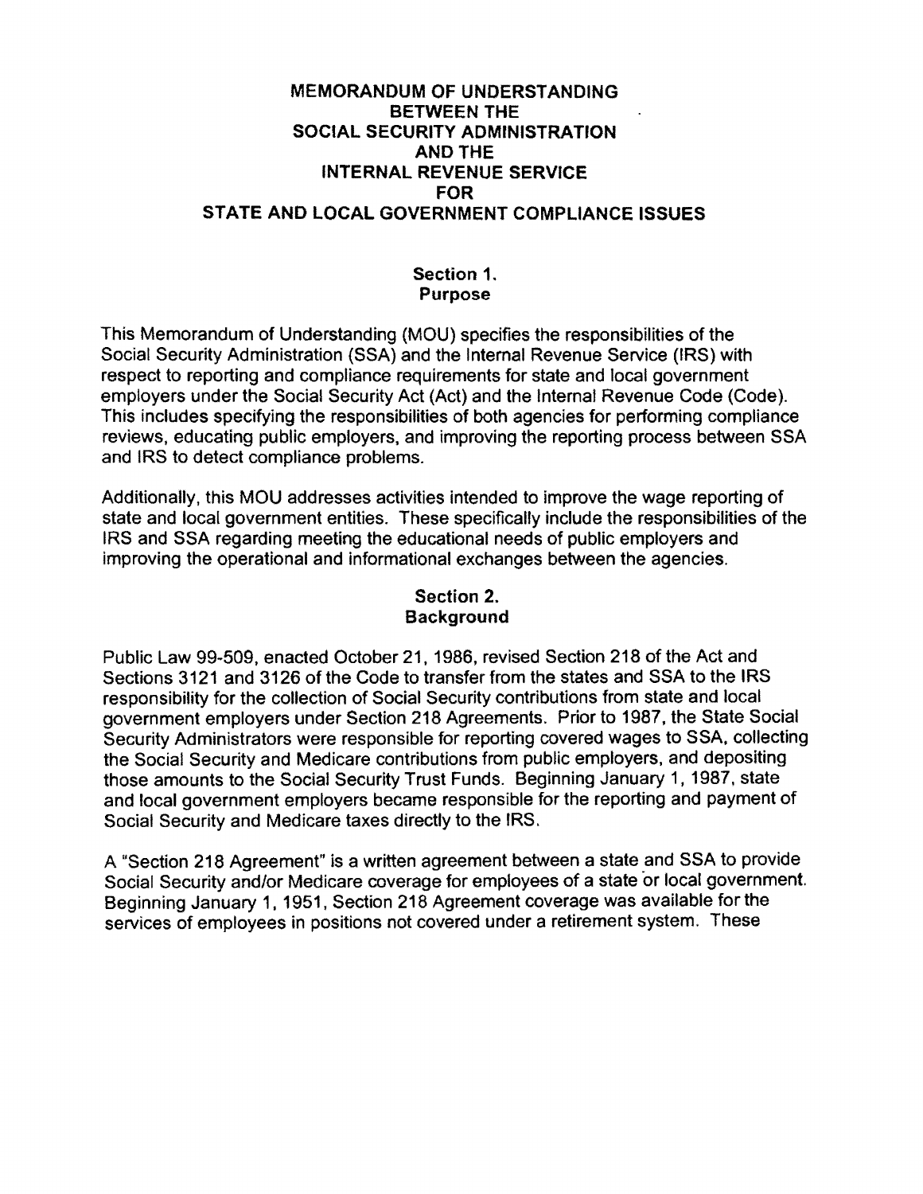# MEMORANDUM OF UNDERSTANDING BETWEEN THE SOCIAL SECURITY ADMINISTRATION AND THE INTERNAL REVENUE SERVICE FOR STATE AND LOCAL GOVERNMENT COMPLIANCE ISSUES

## Section 1. Purpose

This Memorandum of Understanding (MOU) specifies the responsibilities of the Social Security Administration (SSA) and the Internal Revenue Service (IRS) with respect to reporting and compliance requirements for state and local government employers under the Social Security Act (Act) and the Internal Revenue Code (Code). This includes specifying the responsibilities of both agencies for performing compliance reviews, educating public employers, and improving the reporting process between SSA and IRS to detect compliance problems.

Additionally, this MOU addresses activities intended to improve the wage reporting of state and local government entities. These specifically include the responsibilities of the IRS and SSA regarding meeting the educational needs of public employers and improving the operational and informational exchanges between the agencies.

## Section 2. Background

Public Law 99-509, enacted October 21, 1986, revised Section 218 of the Act and Sections 3121 and 3126 of the Code to transfer from the states and SSA to the IRS responsibility for the collection of Social Security contributions from state and local government employers under Section 218 Agreements. Prior to 1987, the State Social Security Administrators were responsible for reporting covered wages to SSA, collecting the Social Security and Medicare contributions from public employers, and depositing those amounts to the Social Security Trust Funds. Beginning January 1, 1987, state and local government employers became responsible for the reporting and payment of Social Security and Medicare taxes directly to the IRS.

A "Section 218 Agreement" is a written agreement between a state and SSA to provide Social Security and/or Medicare coverage for employees of a state or local government. Beginning January 1, 1951, Section 218 Agreement coverage was available for the services of employees in positions not covered under a retirement system. These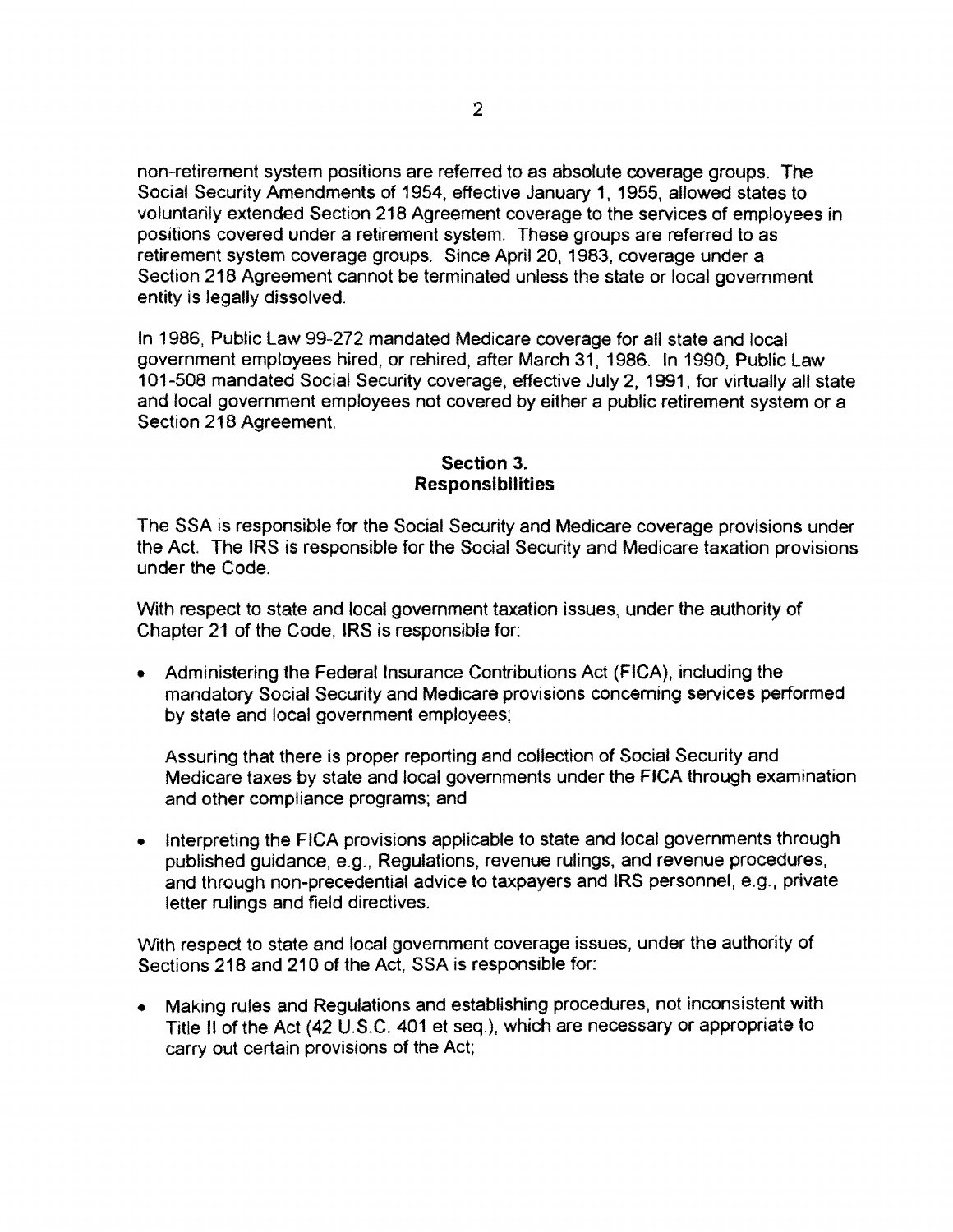non-retirement system positions are referred to as absolute coverage groups. The Social Security Amendments of 1954, effective January 1, 1955, allowed states to voluntarily extended Section 218 Agreement coverage to the services of employees in positions covered under a retirement system. These groups are referred to as retirement system coverage groups. Since April 20, 1983, coverage under a Section 218 Agreement cannot be terminated unless the state or local government entity is legally dissolved.

In 1986, Public Law 99-272 mandated Medicare coverage for all state and local government employees hired, or rehired, after March 31, 1986. In 1990, Public Law 101-508 mandated Social Security coverage, effective July 2, 1991, for virtually all state and local government employees not covered by either a public retirement system or a Section 218 Agreement.

## Section 3.
## Responsibilities

The SSA is responsible for the Social Security and Medicare coverage provisions under the Act. The IRS is responsible for the Social Security and Medicare taxation provisions under the Code.

With respect to state and local government taxation issues, under the authority of Chapter 21 of the Code, IRS is responsible for:

- Administering the Federal Insurance Contributions Act (FICA), including the mandatory Social Security and Medicare provisions concerning services performed by state and local government employees;

  Assuring that there is proper reporting and collection of Social Security and Medicare taxes by state and local governments under the FICA through examination and other compliance programs; and

- Interpreting the FICA provisions applicable to state and local governments through published guidance, e.g., Regulations, revenue rulings, and revenue procedures, and through non-precedential advice to taxpayers and IRS personnel, e.g., private letter rulings and field directives.

With respect to state and local government coverage issues, under the authority of Sections 218 and 210 of the Act, SSA is responsible for:

- Making rules and Regulations and establishing procedures, not inconsistent with Title II of the Act (42 U.S.C. 401 et seq.), which are necessary or appropriate to carry out certain provisions of the Act;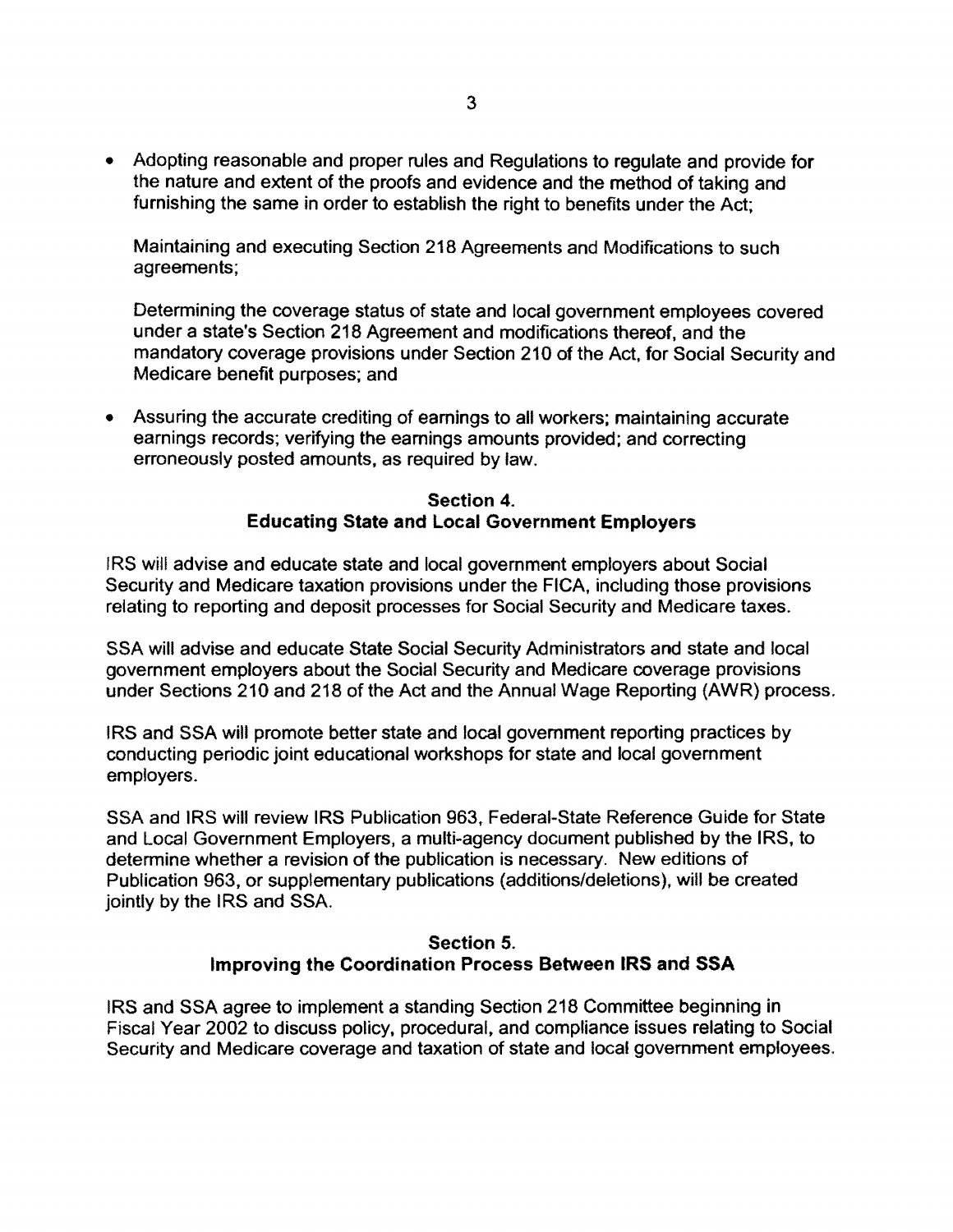- Adopting reasonable and proper rules and Regulations to regulate and provide for the nature and extent of the proofs and evidence and the method of taking and furnishing the same in order to establish the right to benefits under the Act;

  Maintaining and executing Section 218 Agreements and Modifications to such agreements;

  Determining the coverage status of state and local government employees covered under a state's Section 218 Agreement and modifications thereof, and the mandatory coverage provisions under Section 210 of the Act, for Social Security and Medicare benefit purposes; and

- Assuring the accurate crediting of earnings to all workers; maintaining accurate earnings records; verifying the earnings amounts provided; and correcting erroneously posted amounts, as required by law.

## Section 4.
## Educating State and Local Government Employers

IRS will advise and educate state and local government employers about Social Security and Medicare taxation provisions under the FICA, including those provisions relating to reporting and deposit processes for Social Security and Medicare taxes.

SSA will advise and educate State Social Security Administrators and state and local government employers about the Social Security and Medicare coverage provisions under Sections 210 and 218 of the Act and the Annual Wage Reporting (AWR) process.

IRS and SSA will promote better state and local government reporting practices by conducting periodic joint educational workshops for state and local government employers.

SSA and IRS will review IRS Publication 963, Federal-State Reference Guide for State and Local Government Employers, a multi-agency document published by the IRS, to determine whether a revision of the publication is necessary. New editions of Publication 963, or supplementary publications (additions/deletions), will be created jointly by the IRS and SSA.

## Section 5.
## Improving the Coordination Process Between IRS and SSA

IRS and SSA agree to implement a standing Section 218 Committee beginning in Fiscal Year 2002 to discuss policy, procedural, and compliance issues relating to Social Security and Medicare coverage and taxation of state and local government employees.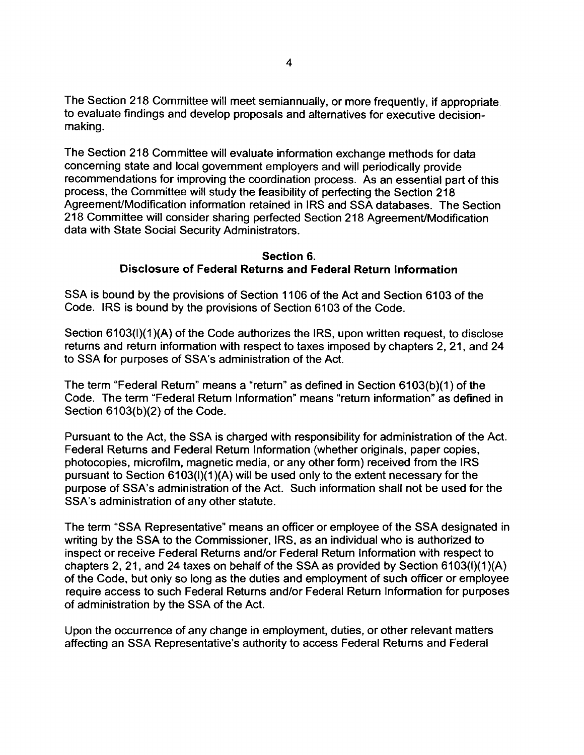The Section 218 Committee will meet semiannually, or more frequently, if appropriate to evaluate findings and develop proposals and alternatives for executive decision-making.

The Section 218 Committee will evaluate information exchange methods for data concerning state and local government employers and will periodically provide recommendations for improving the coordination process. As an essential part of this process, the Committee will study the feasibility of perfecting the Section 218 Agreement/Modification information retained in IRS and SSA databases. The Section 218 Committee will consider sharing perfected Section 218 Agreement/Modification data with State Social Security Administrators.

## Section 6.
## Disclosure of Federal Returns and Federal Return Information

SSA is bound by the provisions of Section 1106 of the Act and Section 6103 of the Code. IRS is bound by the provisions of Section 6103 of the Code.

Section 6103(l)(1)(A) of the Code authorizes the IRS, upon written request, to disclose returns and return information with respect to taxes imposed by chapters 2, 21, and 24 to SSA for purposes of SSA's administration of the Act.

The term "Federal Return" means a "return" as defined in Section 6103(b)(1) of the Code. The term "Federal Return Information" means "return information" as defined in Section 6103(b)(2) of the Code.

Pursuant to the Act, the SSA is charged with responsibility for administration of the Act. Federal Returns and Federal Return Information (whether originals, paper copies, photocopies, microfilm, magnetic media, or any other form) received from the IRS pursuant to Section 6103(l)(1)(A) will be used only to the extent necessary for the purpose of SSA's administration of the Act. Such information shall not be used for the SSA's administration of any other statute.

The term "SSA Representative" means an officer or employee of the SSA designated in writing by the SSA to the Commissioner, IRS, as an individual who is authorized to inspect or receive Federal Returns and/or Federal Return Information with respect to chapters 2, 21, and 24 taxes on behalf of the SSA as provided by Section 6103(l)(1)(A) of the Code, but only so long as the duties and employment of such officer or employee require access to such Federal Returns and/or Federal Return Information for purposes of administration by the SSA of the Act.

Upon the occurrence of any change in employment, duties, or other relevant matters affecting an SSA Representative's authority to access Federal Returns and Federal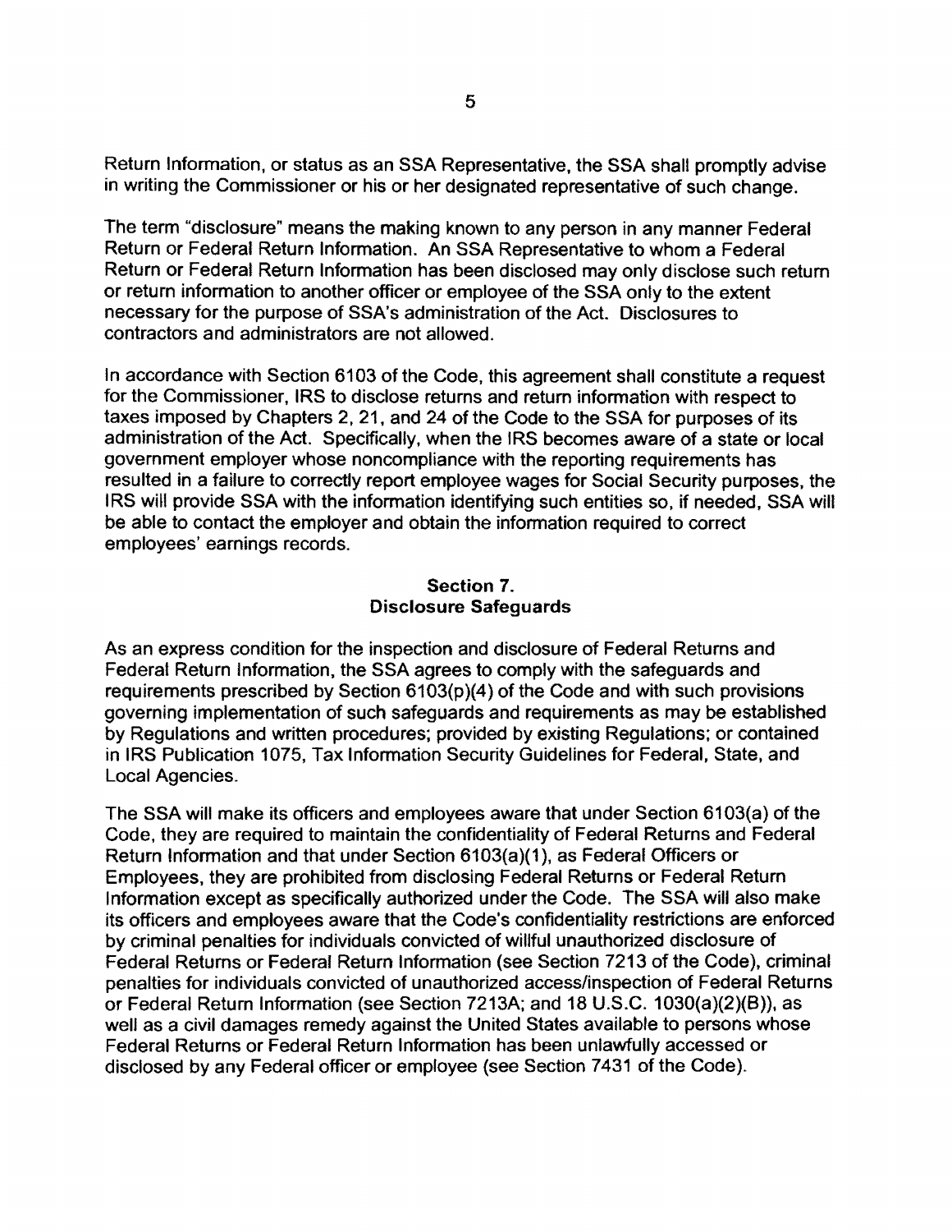Return Information, or status as an SSA Representative, the SSA shall promptly advise in writing the Commissioner or his or her designated representative of such change.

The term "disclosure" means the making known to any person in any manner Federal Return or Federal Return Information. An SSA Representative to whom a Federal Return or Federal Return Information has been disclosed may only disclose such return or return information to another officer or employee of the SSA only to the extent necessary for the purpose of SSA's administration of the Act. Disclosures to contractors and administrators are not allowed.

In accordance with Section 6103 of the Code, this agreement shall constitute a request for the Commissioner, IRS to disclose returns and return information with respect to taxes imposed by Chapters 2, 21, and 24 of the Code to the SSA for purposes of its administration of the Act. Specifically, when the IRS becomes aware of a state or local government employer whose noncompliance with the reporting requirements has resulted in a failure to correctly report employee wages for Social Security purposes, the IRS will provide SSA with the information identifying such entities so, if needed, SSA will be able to contact the employer and obtain the information required to correct employees' earnings records.

## Section 7.
## Disclosure Safeguards

As an express condition for the inspection and disclosure of Federal Returns and Federal Return Information, the SSA agrees to comply with the safeguards and requirements prescribed by Section 6103(p)(4) of the Code and with such provisions governing implementation of such safeguards and requirements as may be established by Regulations and written procedures; provided by existing Regulations; or contained in IRS Publication 1075, Tax Information Security Guidelines for Federal, State, and Local Agencies.

The SSA will make its officers and employees aware that under Section 6103(a) of the Code, they are required to maintain the confidentiality of Federal Returns and Federal Return Information and that under Section 6103(a)(1), as Federal Officers or Employees, they are prohibited from disclosing Federal Returns or Federal Return Information except as specifically authorized under the Code. The SSA will also make its officers and employees aware that the Code's confidentiality restrictions are enforced by criminal penalties for individuals convicted of willful unauthorized disclosure of Federal Returns or Federal Return Information (see Section 7213 of the Code), criminal penalties for individuals convicted of unauthorized access/inspection of Federal Returns or Federal Return Information (see Section 7213A; and 18 U.S.C. 1030(a)(2)(B)), as well as a civil damages remedy against the United States available to persons whose Federal Returns or Federal Return Information has been unlawfully accessed or disclosed by any Federal officer or employee (see Section 7431 of the Code).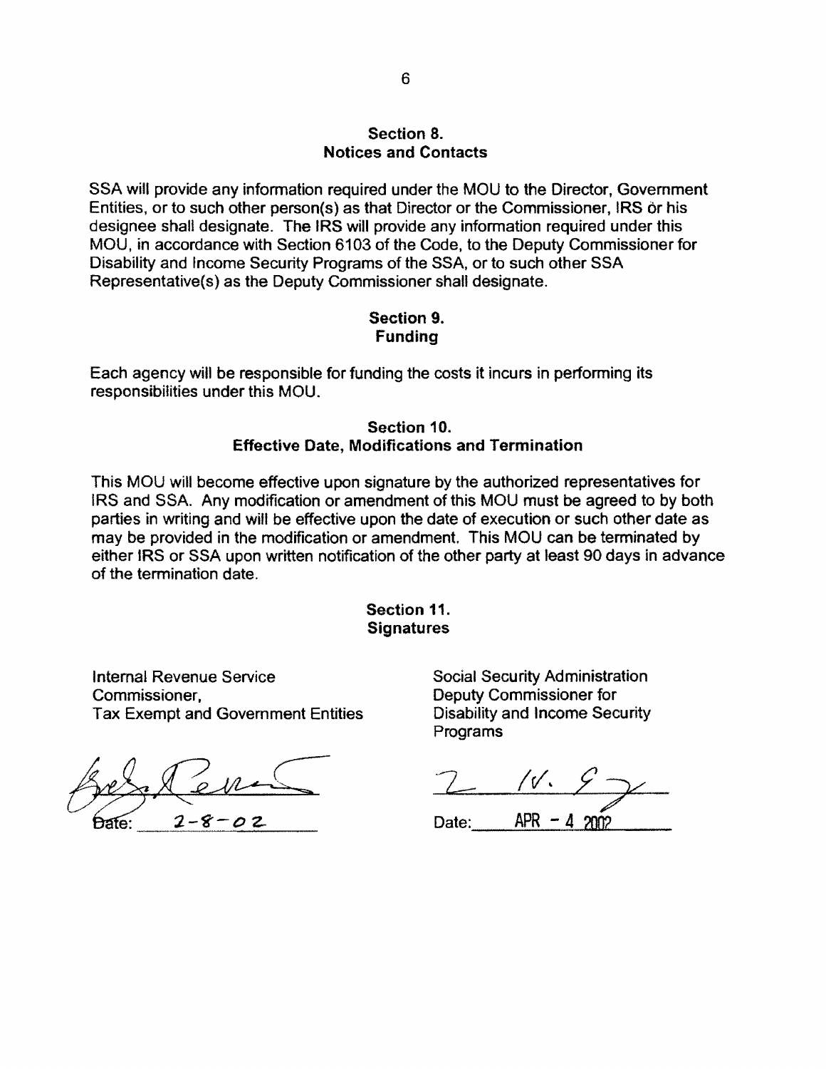## Section 8.
## Notices and Contacts

SSA will provide any information required under the MOU to the Director, Government Entities, or to such other person(s) as that Director or the Commissioner, IRS or his designee shall designate. The IRS will provide any information required under this MOU, in accordance with Section 6103 of the Code, to the Deputy Commissioner for Disability and Income Security Programs of the SSA, or to such other SSA Representative(s) as the Deputy Commissioner shall designate.

## Section 9.
## Funding

Each agency will be responsible for funding the costs it incurs in performing its responsibilities under this MOU.

## Section 10.
## Effective Date, Modifications and Termination

This MOU will become effective upon signature by the authorized representatives for IRS and SSA. Any modification or amendment of this MOU must be agreed to by both parties in writing and will be effective upon the date of execution or such other date as may be provided in the modification or amendment. This MOU can be terminated by either IRS or SSA upon written notification of the other party at least 90 days in advance of the termination date.

## Section 11.
## Signatures

Internal Revenue Service
Commissioner,
Tax Exempt and Government Entities

Date: 2-8-02

Social Security Administration
Deputy Commissioner for
Disability and Income Security
Programs

Date: APR - 4 2002